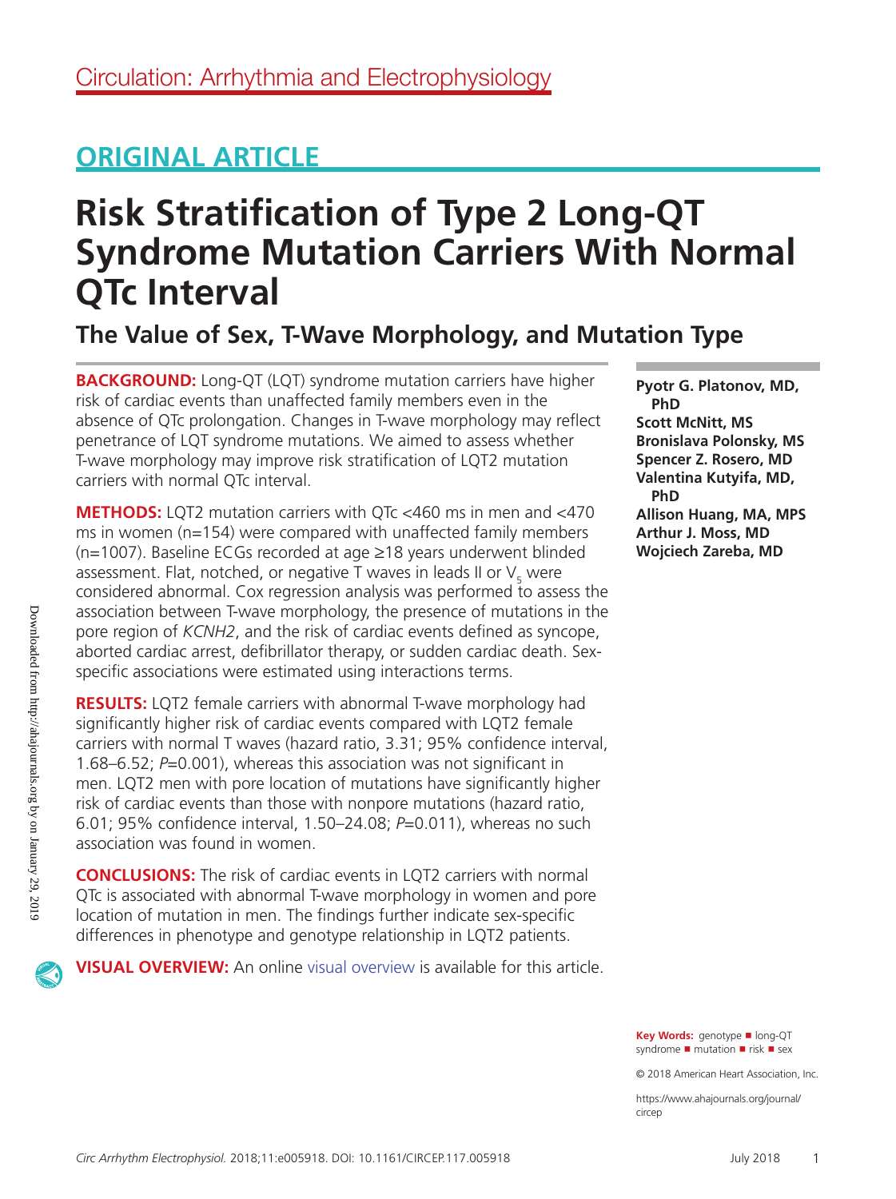Circulation: Arrhythmia and Electrophysiology

## ORIGINAL ARTICLE

# Risk Stratification of Type 2 Long-QT Syndrome Mutation Carriers With Normal QTc Interval

## The Value of Sex, T-Wave Morphology, and Mutation Type

**Pyotr G. Platonov, MD, PhD**
**Scott McNitt, MS**
**Bronislava Polonsky, MS**
**Spencer Z. Rosero, MD**
**Valentina Kutyifa, MD, PhD**
**Allison Huang, MA, MPS**
**Arthur J. Moss, MD**
**Wojciech Zareba, MD**

**BACKGROUND:** Long-QT (LQT) syndrome mutation carriers have higher risk of cardiac events than unaffected family members even in the absence of QTc prolongation. Changes in T-wave morphology may reflect penetrance of LQT syndrome mutations. We aimed to assess whether T-wave morphology may improve risk stratification of LQT2 mutation carriers with normal QTc interval.

**METHODS:** LQT2 mutation carriers with QTc <460 ms in men and <470 ms in women (n=154) were compared with unaffected family members (n=1007). Baseline ECGs recorded at age ≥18 years underwent blinded assessment. Flat, notched, or negative T waves in leads II or $V_5$ were considered abnormal. Cox regression analysis was performed to assess the association between T-wave morphology, the presence of mutations in the pore region of *KCNH2*, and the risk of cardiac events defined as syncope, aborted cardiac arrest, defibrillator therapy, or sudden cardiac death. Sex-specific associations were estimated using interactions terms.

**RESULTS:** LQT2 female carriers with abnormal T-wave morphology had significantly higher risk of cardiac events compared with LQT2 female carriers with normal T waves (hazard ratio, 3.31; 95% confidence interval, 1.68–6.52; *P*=0.001), whereas this association was not significant in men. LQT2 men with pore location of mutations have significantly higher risk of cardiac events than those with nonpore mutations (hazard ratio, 6.01; 95% confidence interval, 1.50–24.08; *P*=0.011), whereas no such association was found in women.

**CONCLUSIONS:** The risk of cardiac events in LQT2 carriers with normal QTc is associated with abnormal T-wave morphology in women and pore location of mutation in men. The findings further indicate sex-specific differences in phenotype and genotype relationship in LQT2 patients.

**VISUAL OVERVIEW:** An online visual overview is available for this article.

**Key Words:** genotype ■ long-QT syndrome ■ mutation ■ risk ■ sex

© 2018 American Heart Association, Inc.

https://www.ahajournals.org/journal/circep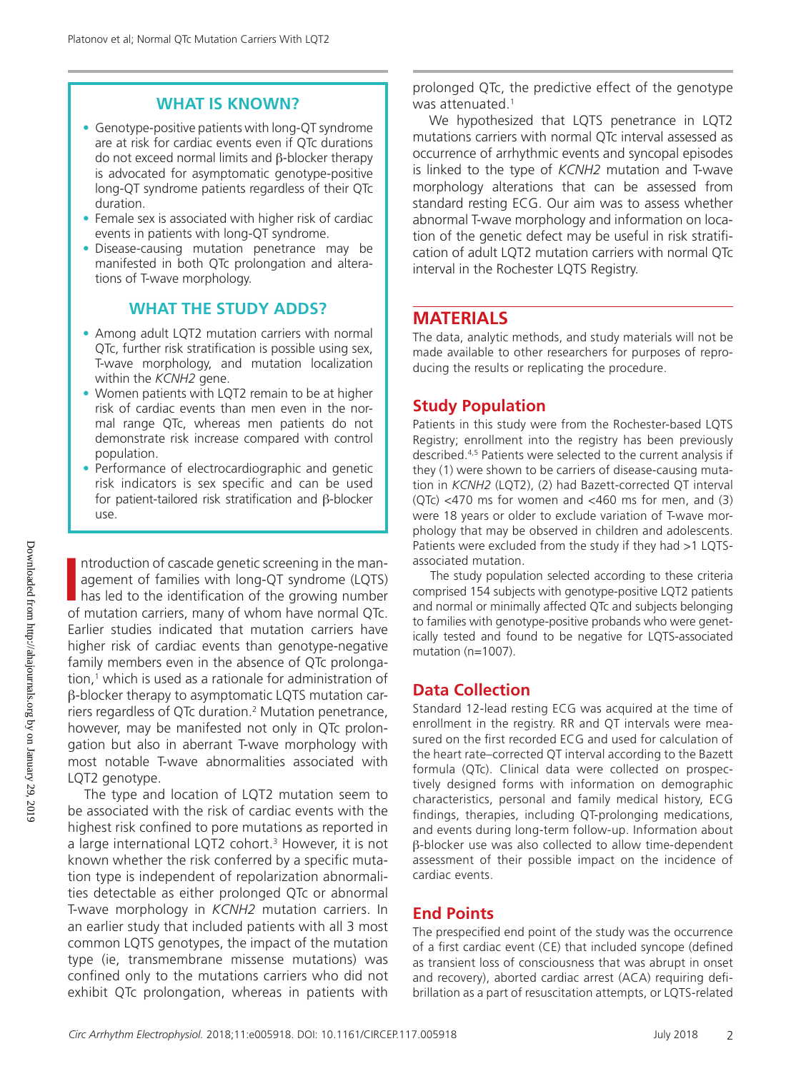## WHAT IS KNOWN?

- Genotype-positive patients with long-QT syndrome are at risk for cardiac events even if QTc durations do not exceed normal limits and β-blocker therapy is advocated for asymptomatic genotype-positive long-QT syndrome patients regardless of their QTc duration.
- Female sex is associated with higher risk of cardiac events in patients with long-QT syndrome.
- Disease-causing mutation penetrance may be manifested in both QTc prolongation and alterations of T-wave morphology.

## WHAT THE STUDY ADDS?

- Among adult LQT2 mutation carriers with normal QTc, further risk stratification is possible using sex, T-wave morphology, and mutation localization within the *KCNH2* gene.
- Women patients with LQT2 remain to be at higher risk of cardiac events than men even in the normal range QTc, whereas men patients do not demonstrate risk increase compared with control population.
- Performance of electrocardiographic and genetic risk indicators is sex specific and can be used for patient-tailored risk stratification and β-blocker use.

Introduction of cascade genetic screening in the management of families with long-QT syndrome (LQTS) has led to the identification of the growing number of mutation carriers, many of whom have normal QTc. Earlier studies indicated that mutation carriers have higher risk of cardiac events than genotype-negative family members even in the absence of QTc prolongation,[1] which is used as a rationale for administration of β-blocker therapy to asymptomatic LQTS mutation carriers regardless of QTc duration.[2] Mutation penetrance, however, may be manifested not only in QTc prolongation but also in aberrant T-wave morphology with most notable T-wave abnormalities associated with LQT2 genotype.

The type and location of LQT2 mutation seem to be associated with the risk of cardiac events with the highest risk confined to pore mutations as reported in a large international LQT2 cohort.[3] However, it is not known whether the risk conferred by a specific mutation type is independent of repolarization abnormalities detectable as either prolonged QTc or abnormal T-wave morphology in *KCNH2* mutation carriers. In an earlier study that included patients with all 3 most common LQTS genotypes, the impact of the mutation type (ie, transmembrane missense mutations) was confined only to the mutations carriers who did not exhibit QTc prolongation, whereas in patients with prolonged QTc, the predictive effect of the genotype was attenuated.[1]

We hypothesized that LQTS penetrance in LQT2 mutations carriers with normal QTc interval assessed as occurrence of arrhythmic events and syncopal episodes is linked to the type of *KCNH2* mutation and T-wave morphology alterations that can be assessed from standard resting ECG. Our aim was to assess whether abnormal T-wave morphology and information on location of the genetic defect may be useful in risk stratification of adult LQT2 mutation carriers with normal QTc interval in the Rochester LQTS Registry.

# MATERIALS

The data, analytic methods, and study materials will not be made available to other researchers for purposes of reproducing the results or replicating the procedure.

## Study Population

Patients in this study were from the Rochester-based LQTS Registry; enrollment into the registry has been previously described.[4,5] Patients were selected to the current analysis if they (1) were shown to be carriers of disease-causing mutation in *KCNH2* (LQT2), (2) had Bazett-corrected QT interval (QTc) <470 ms for women and <460 ms for men, and (3) were 18 years or older to exclude variation of T-wave morphology that may be observed in children and adolescents. Patients were excluded from the study if they had >1 LQTS-associated mutation.

The study population selected according to these criteria comprised 154 subjects with genotype-positive LQT2 patients and normal or minimally affected QTc and subjects belonging to families with genotype-positive probands who were genetically tested and found to be negative for LQTS-associated mutation (n=1007).

## Data Collection

Standard 12-lead resting ECG was acquired at the time of enrollment in the registry. RR and QT intervals were measured on the first recorded ECG and used for calculation of the heart rate–corrected QT interval according to the Bazett formula (QTc). Clinical data were collected on prospectively designed forms with information on demographic characteristics, personal and family medical history, ECG findings, therapies, including QT-prolonging medications, and events during long-term follow-up. Information about β-blocker use was also collected to allow time-dependent assessment of their possible impact on the incidence of cardiac events.

## End Points

The prespecified end point of the study was the occurrence of a first cardiac event (CE) that included syncope (defined as transient loss of consciousness that was abrupt in onset and recovery), aborted cardiac arrest (ACA) requiring defibrillation as a part of resuscitation attempts, or LQTS-related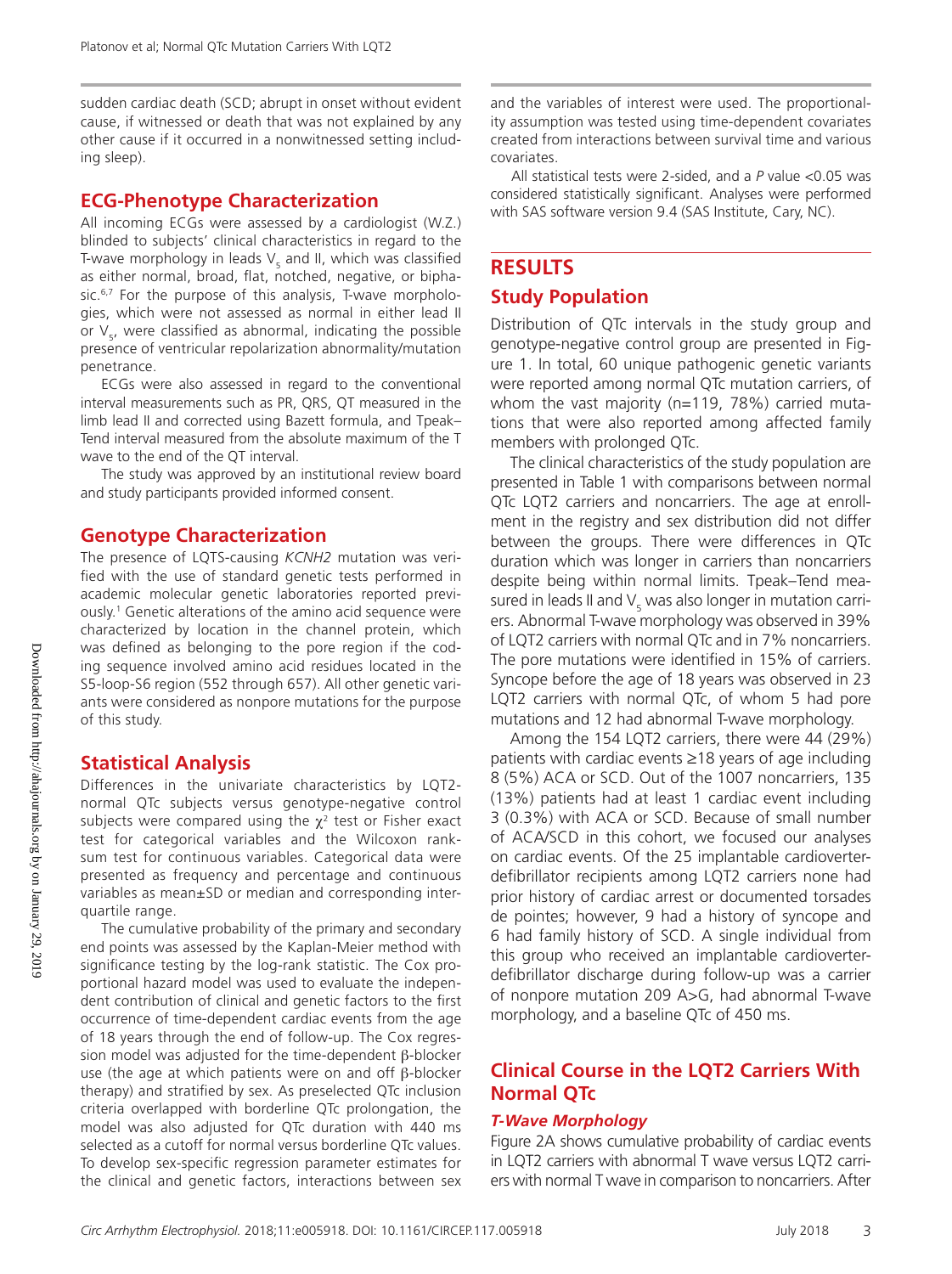sudden cardiac death (SCD; abrupt in onset without evident cause, if witnessed or death that was not explained by any other cause if it occurred in a nonwitnessed setting including sleep).

## ECG-Phenotype Characterization

All incoming ECGs were assessed by a cardiologist (W.Z.) blinded to subjects' clinical characteristics in regard to the T-wave morphology in leads $V_5$ and II, which was classified as either normal, broad, flat, notched, negative, or biphasic.[6,7] For the purpose of this analysis, T-wave morphologies, which were not assessed as normal in either lead II or $V_5$, were classified as abnormal, indicating the possible presence of ventricular repolarization abnormality/mutation penetrance.

ECGs were also assessed in regard to the conventional interval measurements such as PR, QRS, QT measured in the limb lead II and corrected using Bazett formula, and Tpeak–Tend interval measured from the absolute maximum of the T wave to the end of the QT interval.

The study was approved by an institutional review board and study participants provided informed consent.

## Genotype Characterization

The presence of LQTS-causing *KCNH2* mutation was verified with the use of standard genetic tests performed in academic molecular genetic laboratories reported previously.[1] Genetic alterations of the amino acid sequence were characterized by location in the channel protein, which was defined as belonging to the pore region if the coding sequence involved amino acid residues located in the S5-loop-S6 region (552 through 657). All other genetic variants were considered as nonpore mutations for the purpose of this study.

## Statistical Analysis

Differences in the univariate characteristics by LQT2-normal QTc subjects versus genotype-negative control subjects were compared using the $\chi^2$ test or Fisher exact test for categorical variables and the Wilcoxon rank-sum test for continuous variables. Categorical data were presented as frequency and percentage and continuous variables as mean±SD or median and corresponding interquartile range.

The cumulative probability of the primary and secondary end points was assessed by the Kaplan-Meier method with significance testing by the log-rank statistic. The Cox proportional hazard model was used to evaluate the independent contribution of clinical and genetic factors to the first occurrence of time-dependent cardiac events from the age of 18 years through the end of follow-up. The Cox regression model was adjusted for the time-dependent β-blocker use (the age at which patients were on and off β-blocker therapy) and stratified by sex. As preselected QTc inclusion criteria overlapped with borderline QTc prolongation, the model was also adjusted for QTc duration with 440 ms selected as a cutoff for normal versus borderline QTc values. To develop sex-specific regression parameter estimates for the clinical and genetic factors, interactions between sex and the variables of interest were used. The proportionality assumption was tested using time-dependent covariates created from interactions between survival time and various covariates.

All statistical tests were 2-sided, and a *P* value <0.05 was considered statistically significant. Analyses were performed with SAS software version 9.4 (SAS Institute, Cary, NC).

# RESULTS

## Study Population

Distribution of QTc intervals in the study group and genotype-negative control group are presented in Figure 1. In total, 60 unique pathogenic genetic variants were reported among normal QTc mutation carriers, of whom the vast majority (n=119, 78%) carried mutations that were also reported among affected family members with prolonged QTc.

The clinical characteristics of the study population are presented in Table 1 with comparisons between normal QTc LQT2 carriers and noncarriers. The age at enrollment in the registry and sex distribution did not differ between the groups. There were differences in QTc duration which was longer in carriers than noncarriers despite being within normal limits. Tpeak–Tend measured in leads II and $V_5$ was also longer in mutation carriers. Abnormal T-wave morphology was observed in 39% of LQT2 carriers with normal QTc and in 7% noncarriers. The pore mutations were identified in 15% of carriers. Syncope before the age of 18 years was observed in 23 LQT2 carriers with normal QTc, of whom 5 had pore mutations and 12 had abnormal T-wave morphology.

Among the 154 LQT2 carriers, there were 44 (29%) patients with cardiac events ≥18 years of age including 8 (5%) ACA or SCD. Out of the 1007 noncarriers, 135 (13%) patients had at least 1 cardiac event including 3 (0.3%) with ACA or SCD. Because of small number of ACA/SCD in this cohort, we focused our analyses on cardiac events. Of the 25 implantable cardioverter-defibrillator recipients among LQT2 carriers none had prior history of cardiac arrest or documented torsades de pointes; however, 9 had a history of syncope and 6 had family history of SCD. A single individual from this group who received an implantable cardioverter-defibrillator discharge during follow-up was a carrier of nonpore mutation 209 A>G, had abnormal T-wave morphology, and a baseline QTc of 450 ms.

## Clinical Course in the LQT2 Carriers With Normal QTc

### T-Wave Morphology

Figure 2A shows cumulative probability of cardiac events in LQT2 carriers with abnormal T wave versus LQT2 carriers with normal T wave in comparison to noncarriers. After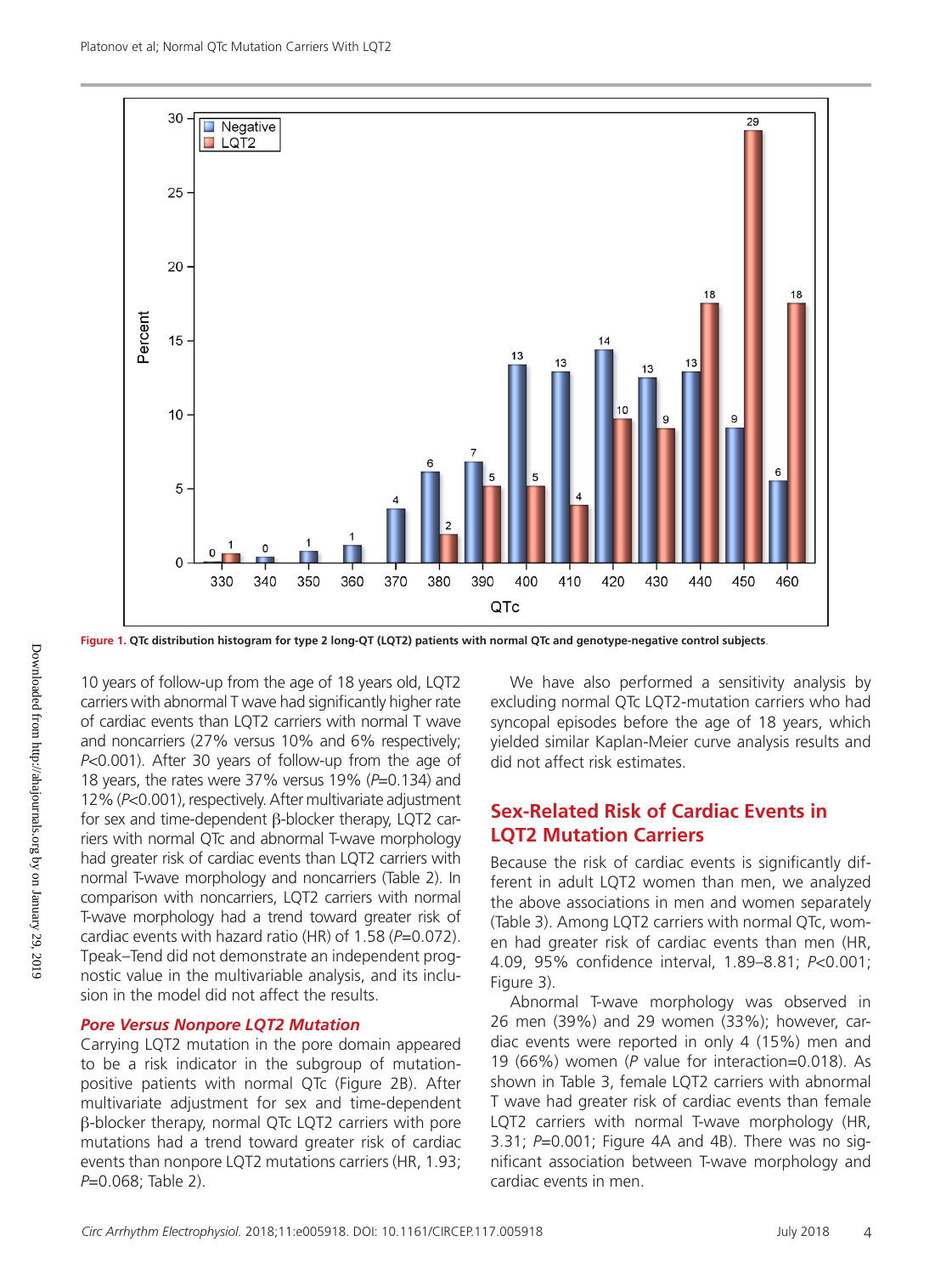Figure 1. QTc distribution histogram for type 2 long-QT (LQT2) patients with normal QTc and genotype-negative control subjects.

10 years of follow-up from the age of 18 years old, LQT2 carriers with abnormal T wave had significantly higher rate of cardiac events than LQT2 carriers with normal T wave and noncarriers (27% versus 10% and 6% respectively; $P<0.001$). After 30 years of follow-up from the age of 18 years, the rates were 37% versus 19% ($P=0.134$) and 12% ($P<0.001$), respectively. After multivariate adjustment for sex and time-dependent β-blocker therapy, LQT2 carriers with normal QTc and abnormal T-wave morphology had greater risk of cardiac events than LQT2 carriers with normal T-wave morphology and noncarriers (Table 2). In comparison with noncarriers, LQT2 carriers with normal T-wave morphology had a trend toward greater risk of cardiac events with hazard ratio (HR) of 1.58 ($P=0.072$). Tpeak–Tend did not demonstrate an independent prognostic value in the multivariable analysis, and its inclusion in the model did not affect the results.

### *Pore Versus Nonpore LQT2 Mutation*

Carrying LQT2 mutation in the pore domain appeared to be a risk indicator in the subgroup of mutation-positive patients with normal QTc (Figure 2B). After multivariate adjustment for sex and time-dependent β-blocker therapy, normal QTc LQT2 carriers with pore mutations had a trend toward greater risk of cardiac events than nonpore LQT2 mutations carriers (HR, 1.93; $P=0.068$; Table 2).

We have also performed a sensitivity analysis by excluding normal QTc LQT2-mutation carriers who had syncopal episodes before the age of 18 years, which yielded similar Kaplan-Meier curve analysis results and did not affect risk estimates.

## Sex-Related Risk of Cardiac Events in LQT2 Mutation Carriers

Because the risk of cardiac events is significantly different in adult LQT2 women than men, we analyzed the above associations in men and women separately (Table 3). Among LQT2 carriers with normal QTc, women had greater risk of cardiac events than men (HR, 4.09, 95% confidence interval, 1.89–8.81; $P<0.001$; Figure 3).

Abnormal T-wave morphology was observed in 26 men (39%) and 29 women (33%); however, cardiac events were reported in only 4 (15%) men and 19 (66%) women ($P$ value for interaction=0.018). As shown in Table 3, female LQT2 carriers with abnormal T wave had greater risk of cardiac events than female LQT2 carriers with normal T-wave morphology (HR, 3.31; $P=0.001$; Figure 4A and 4B). There was no significant association between T-wave morphology and cardiac events in men.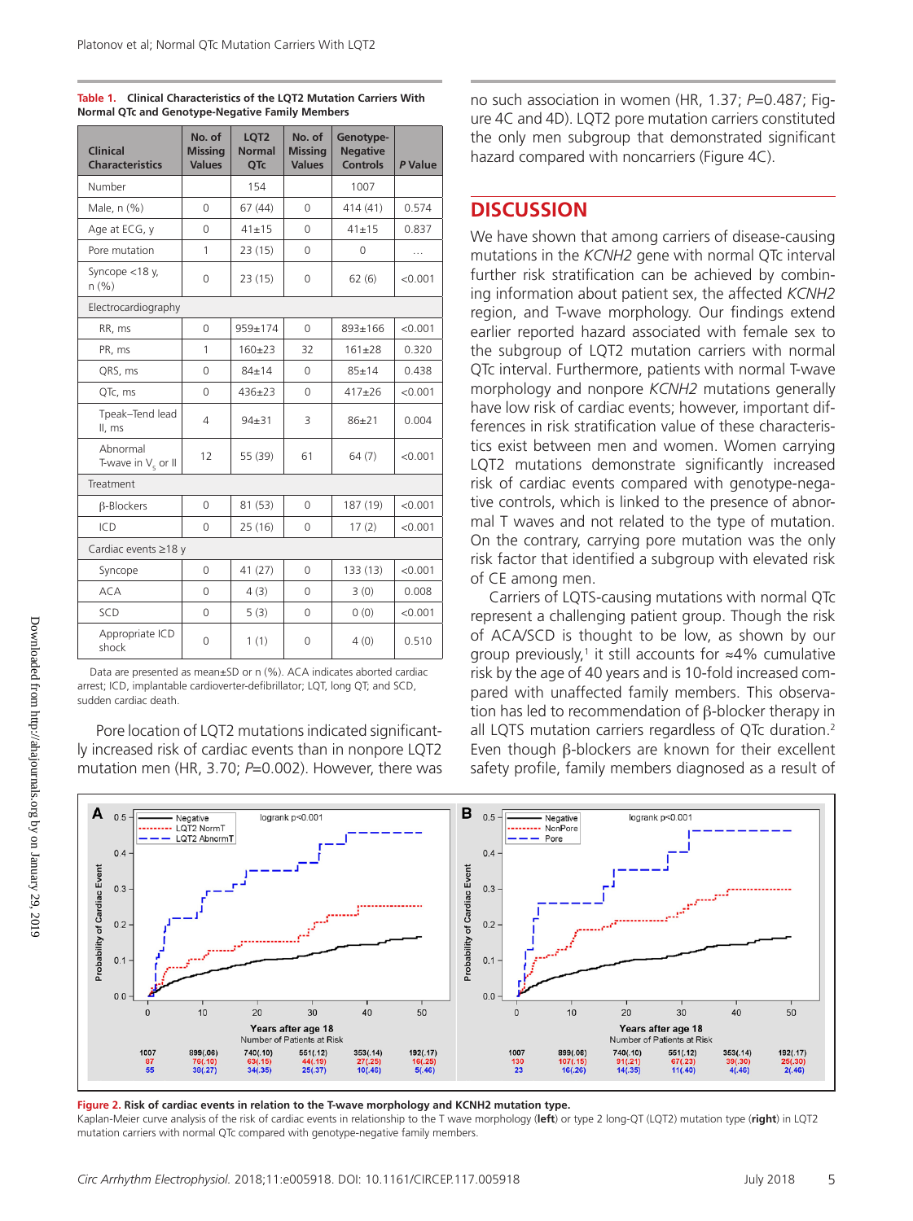**Table 1. Clinical Characteristics of the LQT2 Mutation Carriers With Normal QTc and Genotype-Negative Family Members**

| Clinical Characteristics | No. of Missing Values | LQT2 Normal QTc | No. of Missing Values | Genotype-Negative Controls | P Value |
|---|---|---|---|---|---|
| Number | | 154 | | 1007 | |
| Male, n (%) | 0 | 67 (44) | 0 | 414 (41) | 0.574 |
| Age at ECG, y | 0 | 41±15 | 0 | 41±15 | 0.837 |
| Pore mutation | 1 | 23 (15) | 0 | 0 | … |
| Syncope <18 y, n (%) | 0 | 23 (15) | 0 | 62 (6) | <0.001 |
| Electrocardiography | | | | | |
| RR, ms | 0 | 959±174 | 0 | 893±166 | <0.001 |
| PR, ms | 1 | 160±23 | 32 | 161±28 | 0.320 |
| QRS, ms | 0 | 84±14 | 0 | 85±14 | 0.438 |
| QTc, ms | 0 | 436±23 | 0 | 417±26 | <0.001 |
| Tpeak–Tend lead II, ms | 4 | 94±31 | 3 | 86±21 | 0.004 |
| Abnormal T-wave in $V_5$ or II | 12 | 55 (39) | 61 | 64 (7) | <0.001 |
| Treatment | | | | | |
| β-Blockers | 0 | 81 (53) | 0 | 187 (19) | <0.001 |
| ICD | 0 | 25 (16) | 0 | 17 (2) | <0.001 |
| Cardiac events ≥18 y | | | | | |
| Syncope | 0 | 41 (27) | 0 | 133 (13) | <0.001 |
| ACA | 0 | 4 (3) | 0 | 3 (0) | 0.008 |
| SCD | 0 | 5 (3) | 0 | 0 (0) | <0.001 |
| Appropriate ICD shock | 0 | 1 (1) | 0 | 4 (0) | 0.510 |

Data are presented as mean±SD or n (%). ACA indicates aborted cardiac arrest; ICD, implantable cardioverter-defibrillator; LQT, long QT; and SCD, sudden cardiac death.

Pore location of LQT2 mutations indicated significantly increased risk of cardiac events than in nonpore LQT2 mutation men (HR, 3.70; $P$=0.002). However, there was no such association in women (HR, 1.37; $P$=0.487; Figure 4C and 4D). LQT2 pore mutation carriers constituted the only men subgroup that demonstrated significant hazard compared with noncarriers (Figure 4C).

## DISCUSSION

We have shown that among carriers of disease-causing mutations in the *KCNH2* gene with normal QTc interval further risk stratification can be achieved by combining information about patient sex, the affected *KCNH2* region, and T-wave morphology. Our findings extend earlier reported hazard associated with female sex to the subgroup of LQT2 mutation carriers with normal QTc interval. Furthermore, patients with normal T-wave morphology and nonpore *KCNH2* mutations generally have low risk of cardiac events; however, important differences in risk stratification value of these characteristics exist between men and women. Women carrying LQT2 mutations demonstrate significantly increased risk of cardiac events compared with genotype-negative controls, which is linked to the presence of abnormal T waves and not related to the type of mutation. On the contrary, carrying pore mutation was the only risk factor that identified a subgroup with elevated risk of CE among men.

Carriers of LQTS-causing mutations with normal QTc represent a challenging patient group. Though the risk of ACA/SCD is thought to be low, as shown by our group previously,[1] it still accounts for ≈4% cumulative risk by the age of 40 years and is 10-fold increased compared with unaffected family members. This observation has led to recommendation of β-blocker therapy in all LQTS mutation carriers regardless of QTc duration.[2] Even though β-blockers are known for their excellent safety profile, family members diagnosed as a result of

**Figure 2. Risk of cardiac events in relation to the T-wave morphology and KCNH2 mutation type.**
Kaplan-Meier curve analysis of the risk of cardiac events in relationship to the T wave morphology (**left**) or type 2 long-QT (LQT2) mutation type (**right**) in LQT2 mutation carriers with normal QTc compared with genotype-negative family members.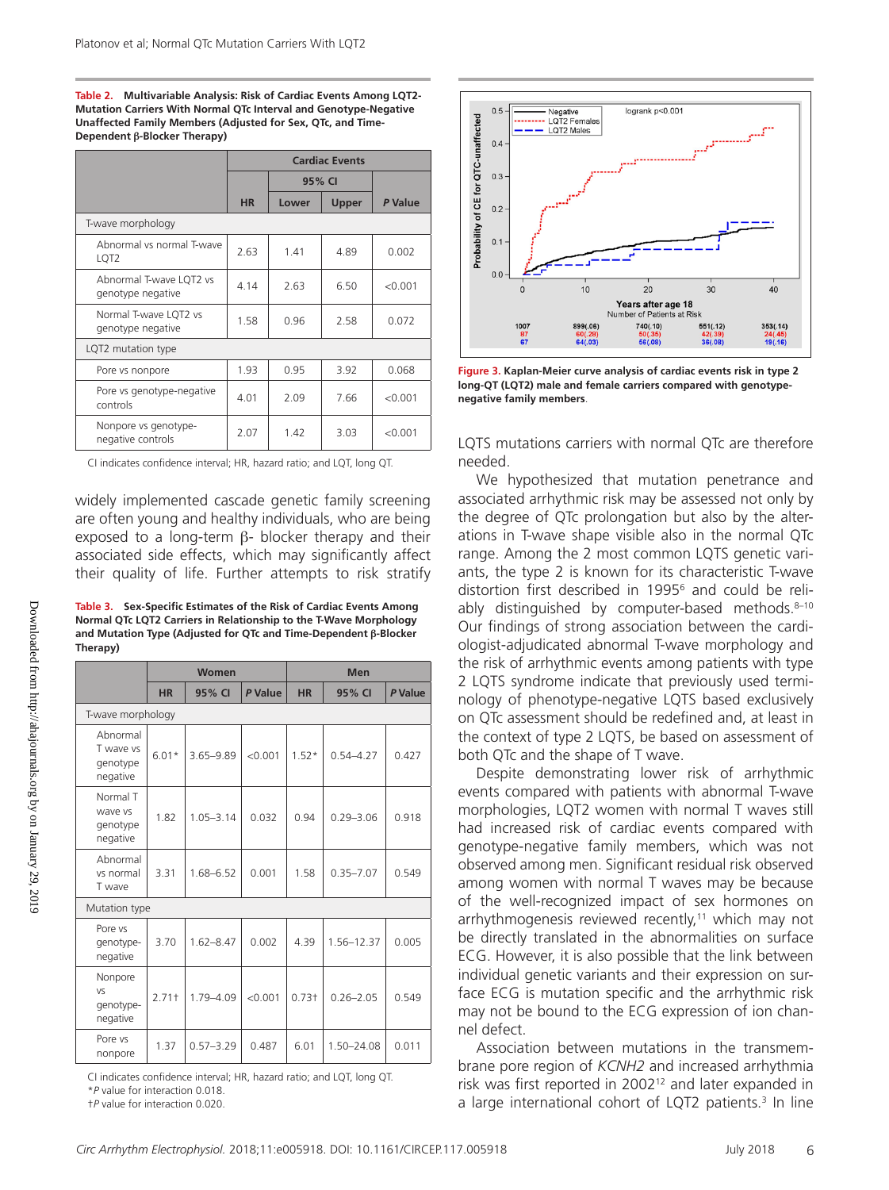**Table 2. Multivariable Analysis: Risk of Cardiac Events Among LQT2-Mutation Carriers With Normal QTc Interval and Genotype-Negative Unaffected Family Members (Adjusted for Sex, QTc, and Time-Dependent β-Blocker Therapy)**

| | Cardiac Events | | | |
|---|---|---|---|---|
| | | 95% CI | | |
| | HR | Lower | Upper | P Value |
| T-wave morphology | | | | |
| Abnormal vs normal T-wave LQT2 | 2.63 | 1.41 | 4.89 | 0.002 |
| Abnormal T-wave LQT2 vs genotype negative | 4.14 | 2.63 | 6.50 | <0.001 |
| Normal T-wave LQT2 vs genotype negative | 1.58 | 0.96 | 2.58 | 0.072 |
| LQT2 mutation type | | | | |
| Pore vs nonpore | 1.93 | 0.95 | 3.92 | 0.068 |
| Pore vs genotype-negative controls | 4.01 | 2.09 | 7.66 | <0.001 |
| Nonpore vs genotype-negative controls | 2.07 | 1.42 | 3.03 | <0.001 |

CI indicates confidence interval; HR, hazard ratio; and LQT, long QT.

widely implemented cascade genetic family screening are often young and healthy individuals, who are being exposed to a long-term β- blocker therapy and their associated side effects, which may significantly affect their quality of life. Further attempts to risk stratify LQTS mutations carriers with normal QTc are therefore needed.

**Table 3. Sex-Specific Estimates of the Risk of Cardiac Events Among Normal QTc LQT2 Carriers in Relationship to the T-Wave Morphology and Mutation Type (Adjusted for QTc and Time-Dependent β-Blocker Therapy)**

| | Women | | | Men | | |
|---|---|---|---|---|---|---|
| | HR | 95% CI | P Value | HR | 95% CI | P Value |
| T-wave morphology | | | | | | |
| Abnormal T wave vs genotype negative | 6.01* | 3.65–9.89 | <0.001 | 1.52* | 0.54–4.27 | 0.427 |
| Normal T wave vs genotype negative | 1.82 | 1.05–3.14 | 0.032 | 0.94 | 0.29–3.06 | 0.918 |
| Abnormal vs normal T wave | 3.31 | 1.68–6.52 | 0.001 | 1.58 | 0.35–7.07 | 0.549 |
| Mutation type | | | | | | |
| Pore vs genotype-negative | 3.70 | 1.62–8.47 | 0.002 | 4.39 | 1.56–12.37 | 0.005 |
| Nonpore vs genotype-negative | 2.71† | 1.79–4.09 | <0.001 | 0.73† | 0.26–2.05 | 0.549 |
| Pore vs nonpore | 1.37 | 0.57–3.29 | 0.487 | 6.01 | 1.50–24.08 | 0.011 |

CI indicates confidence interval; HR, hazard ratio; and LQT, long QT.
*P value for interaction 0.018.
†P value for interaction 0.020.

**Figure 3. Kaplan-Meier curve analysis of cardiac events risk in type 2 long-QT (LQT2) male and female carriers compared with genotype-negative family members.**

We hypothesized that mutation penetrance and associated arrhythmic risk may be assessed not only by the degree of QTc prolongation but also by the alterations in T-wave shape visible also in the normal QTc range. Among the 2 most common LQTS genetic variants, the type 2 is known for its characteristic T-wave distortion first described in 1995[6] and could be reliably distinguished by computer-based methods.[8–10] Our findings of strong association between the cardiologist-adjudicated abnormal T-wave morphology and the risk of arrhythmic events among patients with type 2 LQTS syndrome indicate that previously used terminology of phenotype-negative LQTS based exclusively on QTc assessment should be redefined and, at least in the context of type 2 LQTS, be based on assessment of both QTc and the shape of T wave.

Despite demonstrating lower risk of arrhythmic events compared with patients with abnormal T-wave morphologies, LQT2 women with normal T waves still had increased risk of cardiac events compared with genotype-negative family members, which was not observed among men. Significant residual risk observed among women with normal T waves may be because of the well-recognized impact of sex hormones on arrhythmogenesis reviewed recently,[11] which may not be directly translated in the abnormalities on surface ECG. However, it is also possible that the link between individual genetic variants and their expression on surface ECG is mutation specific and the arrhythmic risk may not be bound to the ECG expression of ion channel defect.

Association between mutations in the transmembrane pore region of *KCNH2* and increased arrhythmia risk was first reported in 2002[12] and later expanded in a large international cohort of LQT2 patients.[3] In line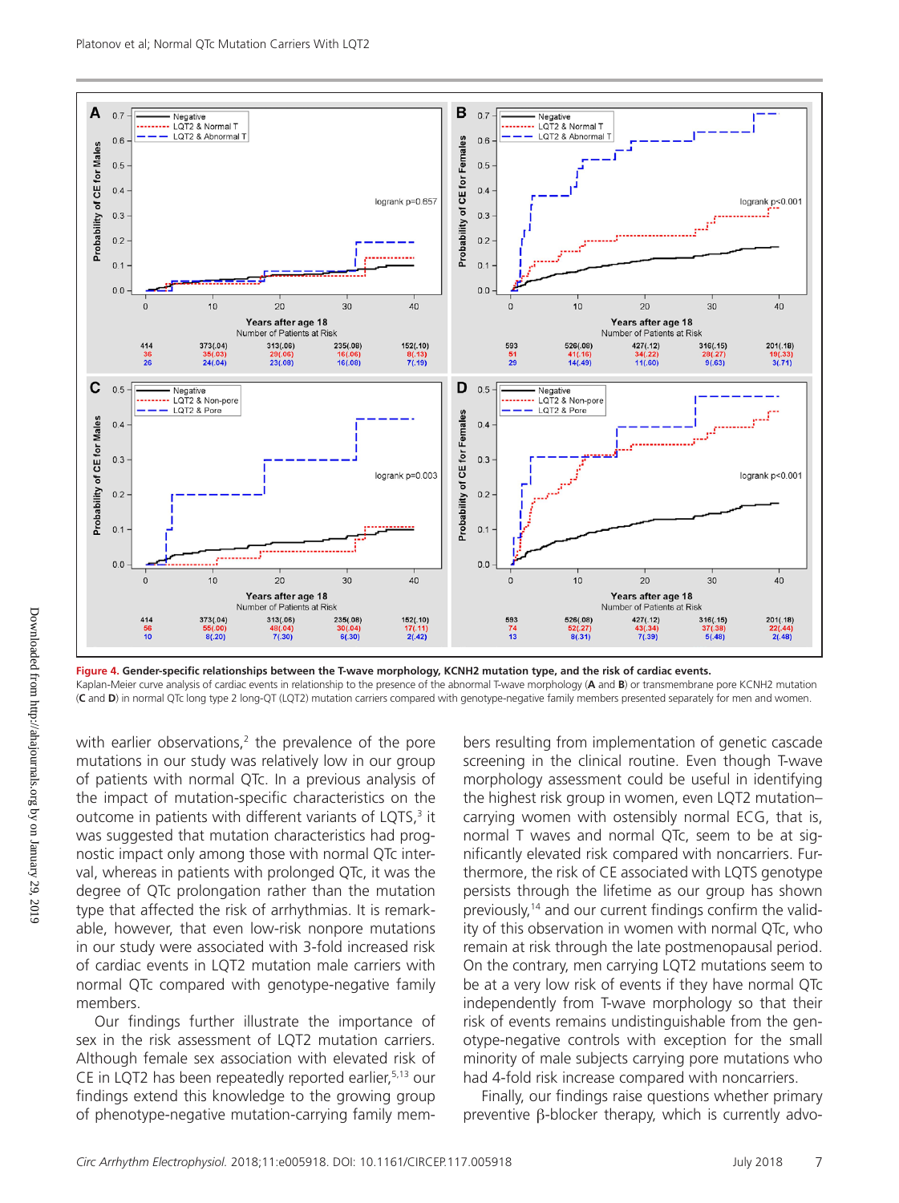**Figure 4. Gender-specific relationships between the T-wave morphology, KCNH2 mutation type, and the risk of cardiac events.**
Kaplan-Meier curve analysis of cardiac events in relationship to the presence of the abnormal T-wave morphology (**A** and **B**) or transmembrane pore KCNH2 mutation (**C** and **D**) in normal QTc long type 2 long-QT (LQT2) mutation carriers compared with genotype-negative family members presented separately for men and women.

with earlier observations,[2] the prevalence of the pore mutations in our study was relatively low in our group of patients with normal QTc. In a previous analysis of the impact of mutation-specific characteristics on the outcome in patients with different variants of LQTS,[3] it was suggested that mutation characteristics had prognostic impact only among those with normal QTc interval, whereas in patients with prolonged QTc, it was the degree of QTc prolongation rather than the mutation type that affected the risk of arrhythmias. It is remarkable, however, that even low-risk nonpore mutations in our study were associated with 3-fold increased risk of cardiac events in LQT2 mutation male carriers with normal QTc compared with genotype-negative family members.

Our findings further illustrate the importance of sex in the risk assessment of LQT2 mutation carriers. Although female sex association with elevated risk of CE in LQT2 has been repeatedly reported earlier,[5,13] our findings extend this knowledge to the growing group of phenotype-negative mutation-carrying family members resulting from implementation of genetic cascade screening in the clinical routine. Even though T-wave morphology assessment could be useful in identifying the highest risk group in women, even LQT2 mutation–carrying women with ostensibly normal ECG, that is, normal T waves and normal QTc, seem to be at significantly elevated risk compared with noncarriers. Furthermore, the risk of CE associated with LQTS genotype persists through the lifetime as our group has shown previously,[14] and our current findings confirm the validity of this observation in women with normal QTc, who remain at risk through the late postmenopausal period. On the contrary, men carrying LQT2 mutations seem to be at a very low risk of events if they have normal QTc independently from T-wave morphology so that their risk of events remains undistinguishable from the genotype-negative controls with exception for the small minority of male subjects carrying pore mutations who had 4-fold risk increase compared with noncarriers.

Finally, our findings raise questions whether primary preventive β-blocker therapy, which is currently advo-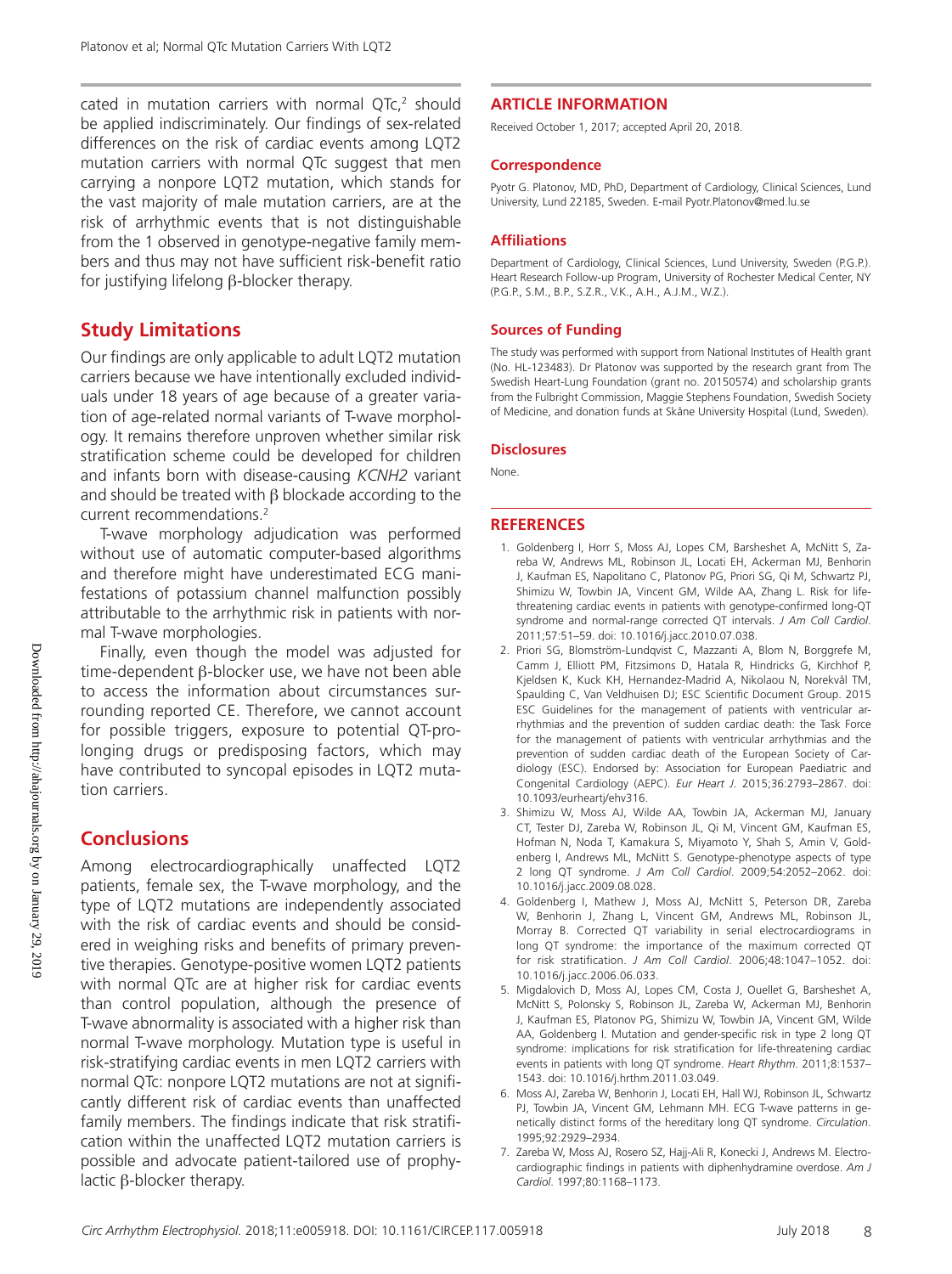cated in mutation carriers with normal QTc,[2] should be applied indiscriminately. Our findings of sex-related differences on the risk of cardiac events among LQT2 mutation carriers with normal QTc suggest that men carrying a nonpore LQT2 mutation, which stands for the vast majority of male mutation carriers, are at the risk of arrhythmic events that is not distinguishable from the 1 observed in genotype-negative family members and thus may not have sufficient risk-benefit ratio for justifying lifelong β-blocker therapy.

## Study Limitations

Our findings are only applicable to adult LQT2 mutation carriers because we have intentionally excluded individuals under 18 years of age because of a greater variation of age-related normal variants of T-wave morphology. It remains therefore unproven whether similar risk stratification scheme could be developed for children and infants born with disease-causing *KCNH2* variant and should be treated with β blockade according to the current recommendations.[2]

T-wave morphology adjudication was performed without use of automatic computer-based algorithms and therefore might have underestimated ECG manifestations of potassium channel malfunction possibly attributable to the arrhythmic risk in patients with normal T-wave morphologies.

Finally, even though the model was adjusted for time-dependent β-blocker use, we have not been able to access the information about circumstances surrounding reported CE. Therefore, we cannot account for possible triggers, exposure to potential QT-prolonging drugs or predisposing factors, which may have contributed to syncopal episodes in LQT2 mutation carriers.

## Conclusions

Among electrocardiographically unaffected LQT2 patients, female sex, the T-wave morphology, and the type of LQT2 mutations are independently associated with the risk of cardiac events and should be considered in weighing risks and benefits of primary preventive therapies. Genotype-positive women LQT2 patients with normal QTc are at higher risk for cardiac events than control population, although the presence of T-wave abnormality is associated with a higher risk than normal T-wave morphology. Mutation type is useful in risk-stratifying cardiac events in men LQT2 carriers with normal QTc: nonpore LQT2 mutations are not at significantly different risk of cardiac events than unaffected family members. The findings indicate that risk stratification within the unaffected LQT2 mutation carriers is possible and advocate patient-tailored use of prophylactic β-blocker therapy.

## ARTICLE INFORMATION

Received October 1, 2017; accepted April 20, 2018.

### Correspondence

Pyotr G. Platonov, MD, PhD, Department of Cardiology, Clinical Sciences, Lund University, Lund 22185, Sweden. E-mail Pyotr.Platonov@med.lu.se

### Affiliations

Department of Cardiology, Clinical Sciences, Lund University, Sweden (P.G.P.). Heart Research Follow-up Program, University of Rochester Medical Center, NY (P.G.P., S.M., B.P., S.Z.R., V.K., A.H., A.J.M., W.Z.).

### Sources of Funding

The study was performed with support from National Institutes of Health grant (No. HL-123483). Dr Platonov was supported by the research grant from The Swedish Heart-Lung Foundation (grant no. 20150574) and scholarship grants from the Fulbright Commission, Maggie Stephens Foundation, Swedish Society of Medicine, and donation funds at Skåne University Hospital (Lund, Sweden).

### Disclosures

None.

## REFERENCES

1. Goldenberg I, Horr S, Moss AJ, Lopes CM, Barsheshet A, McNitt S, Zareba W, Andrews ML, Robinson JL, Locati EH, Ackerman MJ, Benhorin J, Kaufman ES, Napolitano C, Platonov PG, Priori SG, Qi M, Schwartz PJ, Shimizu W, Towbin JA, Vincent GM, Wilde AA, Zhang L. Risk for life-threatening cardiac events in patients with genotype-confirmed long-QT syndrome and normal-range corrected QT intervals. *J Am Coll Cardiol*. 2011;57:51–59. doi: 10.1016/j.jacc.2010.07.038.
2. Priori SG, Blomström-Lundqvist C, Mazzanti A, Blom N, Borggrefe M, Camm J, Elliott PM, Fitzsimons D, Hatala R, Hindricks G, Kirchhof P, Kjeldsen K, Kuck KH, Hernandez-Madrid A, Nikolaou N, Norekvål TM, Spaulding C, Van Veldhuisen DJ; ESC Scientific Document Group. 2015 ESC Guidelines for the management of patients with ventricular arrhythmias and the prevention of sudden cardiac death: the Task Force for the management of patients with ventricular arrhythmias and the prevention of sudden cardiac death of the European Society of Cardiology (ESC). Endorsed by: Association for European Paediatric and Congenital Cardiology (AEPC). *Eur Heart J*. 2015;36:2793–2867. doi: 10.1093/eurheartj/ehv316.
3. Shimizu W, Moss AJ, Wilde AA, Towbin JA, Ackerman MJ, January CT, Tester DJ, Zareba W, Robinson JL, Qi M, Vincent GM, Kaufman ES, Hofman N, Noda T, Kamakura S, Miyamoto Y, Shah S, Amin V, Goldenberg I, Andrews ML, McNitt S. Genotype-phenotype aspects of type 2 long QT syndrome. *J Am Coll Cardiol*. 2009;54:2052–2062. doi: 10.1016/j.jacc.2009.08.028.
4. Goldenberg I, Mathew J, Moss AJ, McNitt S, Peterson DR, Zareba W, Benhorin J, Zhang L, Vincent GM, Andrews ML, Robinson JL, Morray B. Corrected QT variability in serial electrocardiograms in long QT syndrome: the importance of the maximum corrected QT for risk stratification. *J Am Coll Cardiol*. 2006;48:1047–1052. doi: 10.1016/j.jacc.2006.06.033.
5. Migdalovich D, Moss AJ, Lopes CM, Costa J, Ouellet G, Barsheshet A, McNitt S, Polonsky S, Robinson JL, Zareba W, Ackerman MJ, Benhorin J, Kaufman ES, Platonov PG, Shimizu W, Towbin JA, Vincent GM, Wilde AA, Goldenberg I. Mutation and gender-specific risk in type 2 long QT syndrome: implications for risk stratification for life-threatening cardiac events in patients with long QT syndrome. *Heart Rhythm*. 2011;8:1537–1543. doi: 10.1016/j.hrthm.2011.03.049.
6. Moss AJ, Zareba W, Benhorin J, Locati EH, Hall WJ, Robinson JL, Schwartz PJ, Towbin JA, Vincent GM, Lehmann MH. ECG T-wave patterns in genetically distinct forms of the hereditary long QT syndrome. *Circulation*. 1995;92:2929–2934.
7. Zareba W, Moss AJ, Rosero SZ, Hajj-Ali R, Konecki J, Andrews M. Electrocardiographic findings in patients with diphenhydramine overdose. *Am J Cardiol*. 1997;80:1168–1173.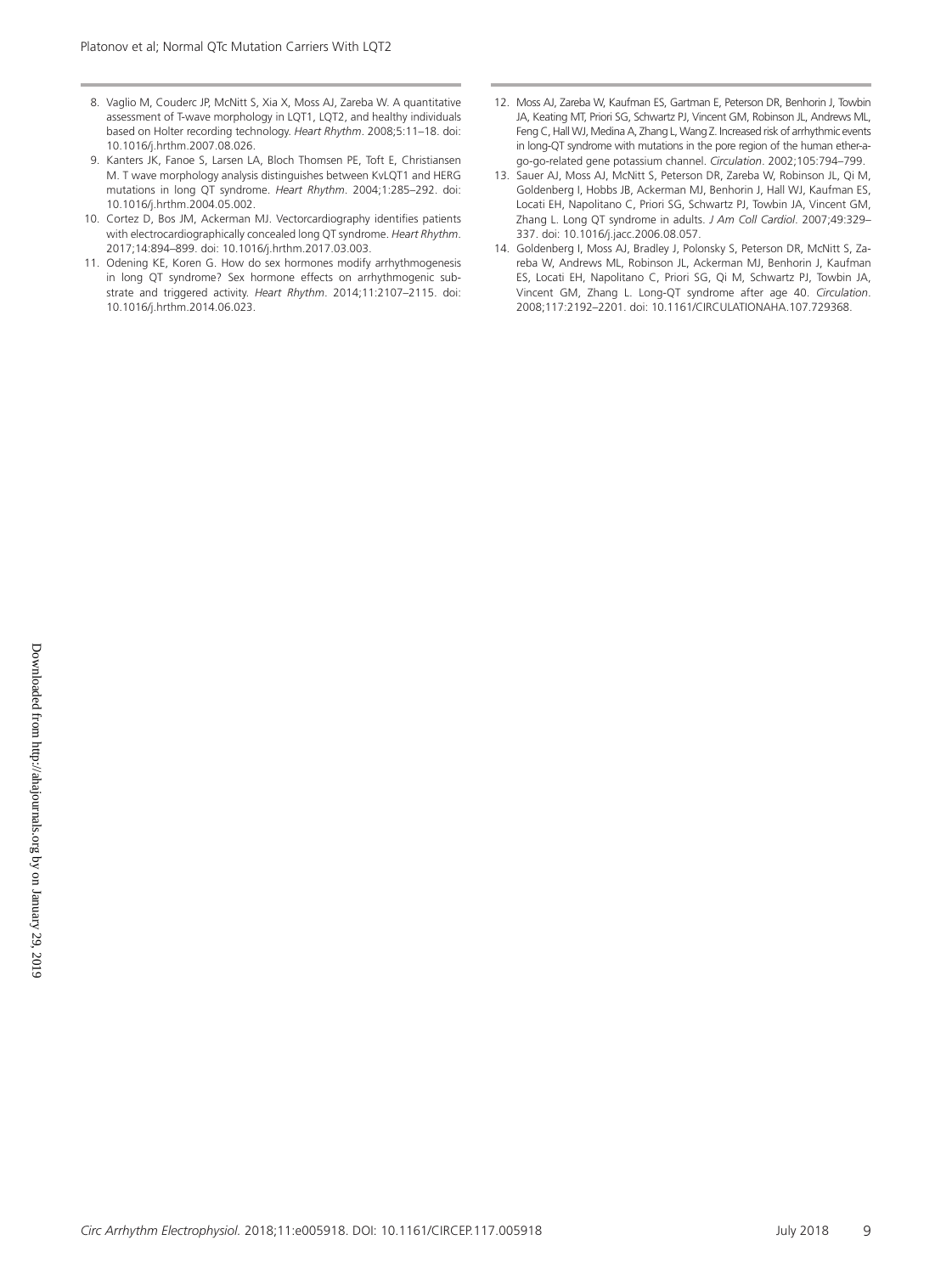8. Vaglio M, Couderc JP, McNitt S, Xia X, Moss AJ, Zareba W. A quantitative assessment of T-wave morphology in LQT1, LQT2, and healthy individuals based on Holter recording technology. *Heart Rhythm*. 2008;5:11–18. doi: 10.1016/j.hrthm.2007.08.026.
9. Kanters JK, Fanoe S, Larsen LA, Bloch Thomsen PE, Toft E, Christiansen M. T wave morphology analysis distinguishes between KvLQT1 and HERG mutations in long QT syndrome. *Heart Rhythm*. 2004;1:285–292. doi: 10.1016/j.hrthm.2004.05.002.
10. Cortez D, Bos JM, Ackerman MJ. Vectorcardiography identifies patients with electrocardiographically concealed long QT syndrome. *Heart Rhythm*. 2017;14:894–899. doi: 10.1016/j.hrthm.2017.03.003.
11. Odening KE, Koren G. How do sex hormones modify arrhythmogenesis in long QT syndrome? Sex hormone effects on arrhythmogenic substrate and triggered activity. *Heart Rhythm*. 2014;11:2107–2115. doi: 10.1016/j.hrthm.2014.06.023.
12. Moss AJ, Zareba W, Kaufman ES, Gartman E, Peterson DR, Benhorin J, Towbin JA, Keating MT, Priori SG, Schwartz PJ, Vincent GM, Robinson JL, Andrews ML, Feng C, Hall WJ, Medina A, Zhang L, Wang Z. Increased risk of arrhythmic events in long-QT syndrome with mutations in the pore region of the human ether-a-go-go-related gene potassium channel. *Circulation*. 2002;105:794–799.
13. Sauer AJ, Moss AJ, McNitt S, Peterson DR, Zareba W, Robinson JL, Qi M, Goldenberg I, Hobbs JB, Ackerman MJ, Benhorin J, Hall WJ, Kaufman ES, Locati EH, Napolitano C, Priori SG, Schwartz PJ, Towbin JA, Vincent GM, Zhang L. Long QT syndrome in adults. *J Am Coll Cardiol*. 2007;49:329–337. doi: 10.1016/j.jacc.2006.08.057.
14. Goldenberg I, Moss AJ, Bradley J, Polonsky S, Peterson DR, McNitt S, Zareba W, Andrews ML, Robinson JL, Ackerman MJ, Benhorin J, Kaufman ES, Locati EH, Napolitano C, Priori SG, Qi M, Schwartz PJ, Towbin JA, Vincent GM, Zhang L. Long-QT syndrome after age 40. *Circulation*. 2008;117:2192–2201. doi: 10.1161/CIRCULATIONAHA.107.729368.